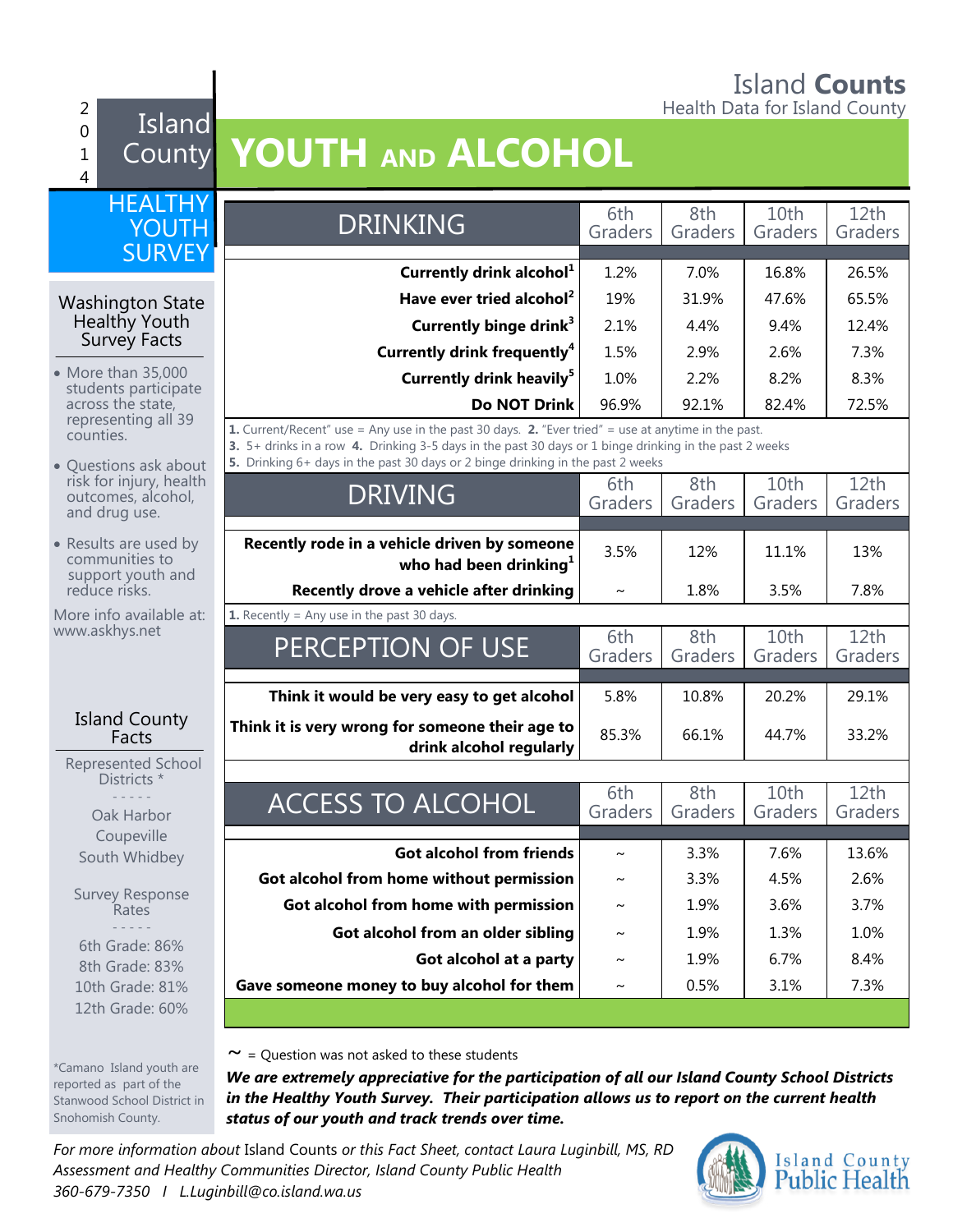Island **Counts**

Health Data for Island County

2014 Island County HEALTHY YOUTH SURVEY

# YOUTH AND ALCOHOL

## Washington State Healthy Youth Survey Facts

- More than 35,000 students participate across the state, representing all 39 counties.
- Questions ask about risk for injury, health outcomes, alcohol, and drug use.
- Results are used by communities to support youth and reduce risks.

More info available at: www.askhys.net

## Island County Facts

Represented School Districts *

- - - - -

Oak Harbor
Coupeville
South Whidbey

Survey Response Rates

- - - - -

6th Grade: 86%
8th Grade: 83%
10th Grade: 81%
12th Grade: 60%

*Camano Island youth are reported as part of the Stanwood School District in Snohomish County.

| DRINKING | 6th Graders | 8th Graders | 10th Graders | 12th Graders |
|---|---|---|---|---|
| **Currently drink alcohol[1]** | 1.2% | 7.0% | 16.8% | 26.5% |
| **Have ever tried alcohol[2]** | 19% | 31.9% | 47.6% | 65.5% |
| **Currently binge drink[3]** | 2.1% | 4.4% | 9.4% | 12.4% |
| **Currently drink frequently[4]** | 1.5% | 2.9% | 2.6% | 7.3% |
| **Currently drink heavily[5]** | 1.0% | 2.2% | 8.2% | 8.3% |
| **Do NOT Drink** | 96.9% | 92.1% | 82.4% | 72.5% |

**1.** Current/Recent" use = Any use in the past 30 days. **2.** "Ever tried" = use at anytime in the past.
**3.** 5+ drinks in a row **4.** Drinking 3-5 days in the past 30 days or 1 binge drinking in the past 2 weeks
**5.** Drinking 6+ days in the past 30 days or 2 binge drinking in the past 2 weeks

| DRIVING | 6th Graders | 8th Graders | 10th Graders | 12th Graders |
|---|---|---|---|---|
| **Recently rode in a vehicle driven by someone who had been drinking[1]** | 3.5% | 12% | 11.1% | 13% |
| **Recently drove a vehicle after drinking** | ~ | 1.8% | 3.5% | 7.8% |

**1.** Recently = Any use in the past 30 days.

| PERCEPTION OF USE | 6th Graders | 8th Graders | 10th Graders | 12th Graders |
|---|---|---|---|---|
| **Think it would be very easy to get alcohol** | 5.8% | 10.8% | 20.2% | 29.1% |
| **Think it is very wrong for someone their age to drink alcohol regularly** | 85.3% | 66.1% | 44.7% | 33.2% |

| ACCESS TO ALCOHOL | 6th Graders | 8th Graders | 10th Graders | 12th Graders |
|---|---|---|---|---|
| **Got alcohol from friends** | ~ | 3.3% | 7.6% | 13.6% |
| **Got alcohol from home without permission** | ~ | 3.3% | 4.5% | 2.6% |
| **Got alcohol from home with permission** | ~ | 1.9% | 3.6% | 3.7% |
| **Got alcohol from an older sibling** | ~ | 1.9% | 1.3% | 1.0% |
| **Got alcohol at a party** | ~ | 1.9% | 6.7% | 8.4% |
| **Gave someone money to buy alcohol for them** | ~ | 0.5% | 3.1% | 7.3% |

~ = Question was not asked to these students

***We are extremely appreciative for the participation of all our Island County School Districts in the Healthy Youth Survey. Their participation allows us to report on the current health status of our youth and track trends over time.***

*For more information about* Island Counts *or this Fact Sheet, contact Laura Luginbill, MS, RD Assessment and Healthy Communities Director, Island County Public Health 360-679-7350 I L.Luginbill@co.island.wa.us*

Island County Public Health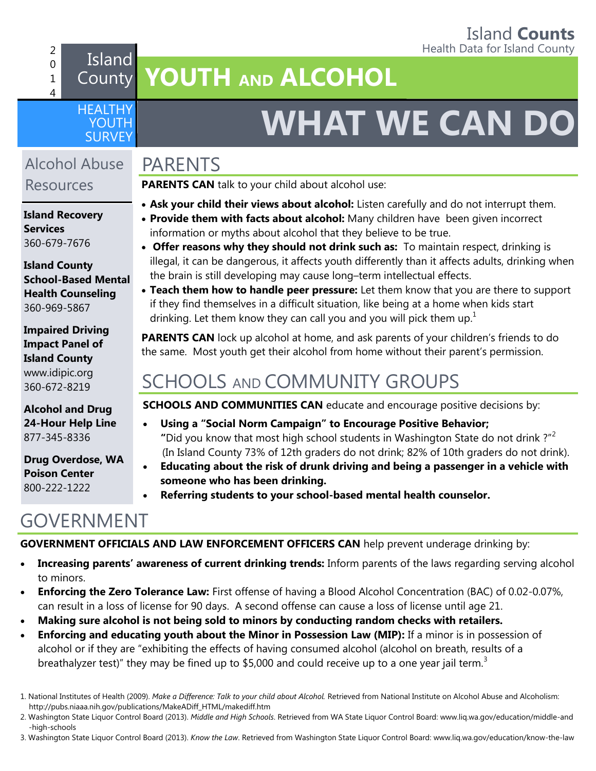Island **Counts**
Health Data for Island County

2014 Island County

HEALTHY YOUTH SURVEY

# YOUTH AND ALCOHOL

# WHAT WE CAN DO

## Alcohol Abuse Resources

**Island Recovery Services**
360-679-7676

**Island County School-Based Mental Health Counseling**
360-969-5867

**Impaired Driving Impact Panel of Island County**
www.idipic.org
360-672-8219

**Alcohol and Drug 24-Hour Help Line**
877-345-8336

**Drug Overdose, WA Poison Center**
800-222-1222

## PARENTS

**PARENTS CAN** talk to your child about alcohol use:

- **Ask your child their views about alcohol:** Listen carefully and do not interrupt them.
- **Provide them with facts about alcohol:** Many children have been given incorrect information or myths about alcohol that they believe to be true.
- **Offer reasons why they should not drink such as:** To maintain respect, drinking is illegal, it can be dangerous, it affects youth differently than it affects adults, drinking when the brain is still developing may cause long–term intellectual effects.
- **Teach them how to handle peer pressure:** Let them know that you are there to support if they find themselves in a difficult situation, like being at a home when kids start drinking. Let them know they can call you and you will pick them up.[1]

**PARENTS CAN** lock up alcohol at home, and ask parents of your children's friends to do the same. Most youth get their alcohol from home without their parent's permission.

## SCHOOLS AND COMMUNITY GROUPS

**SCHOOLS AND COMMUNITIES CAN** educate and encourage positive decisions by:

- **Using a "Social Norm Campaign" to Encourage Positive Behavior;**
  **"**Did you know that most high school students in Washington State do not drink ?"[2]
  (In Island County 73% of 12th graders do not drink; 82% of 10th graders do not drink).
- **Educating about the risk of drunk driving and being a passenger in a vehicle with someone who has been drinking.**
- **Referring students to your school-based mental health counselor.**

## GOVERNMENT

**GOVERNMENT OFFICIALS AND LAW ENFORCEMENT OFFICERS CAN** help prevent underage drinking by:

- **Increasing parents' awareness of current drinking trends:** Inform parents of the laws regarding serving alcohol to minors.
- **Enforcing the Zero Tolerance Law:** First offense of having a Blood Alcohol Concentration (BAC) of 0.02-0.07%, can result in a loss of license for 90 days. A second offense can cause a loss of license until age 21.
- **Making sure alcohol is not being sold to minors by conducting random checks with retailers.**
- **Enforcing and educating youth about the Minor in Possession Law (MIP):** If a minor is in possession of alcohol or if they are "exhibiting the effects of having consumed alcohol (alcohol on breath, results of a breathalyzer test)" they may be fined up to $5,000 and could receive up to a one year jail term.[3]

1. National Institutes of Health (2009). *Make a Difference: Talk to your child about Alcohol.* Retrieved from National Institute on Alcohol Abuse and Alcoholism: http://pubs.niaaa.nih.gov/publications/MakeADiff_HTML/makediff.htm
2. Washington State Liquor Control Board (2013). *Middle and High Schools*. Retrieved from WA State Liquor Control Board: www.liq.wa.gov/education/middle-and-high-schools
3. Washington State Liquor Control Board (2013). *Know the Law*. Retrieved from Washington State Liquor Control Board: www.liq.wa.gov/education/know-the-law